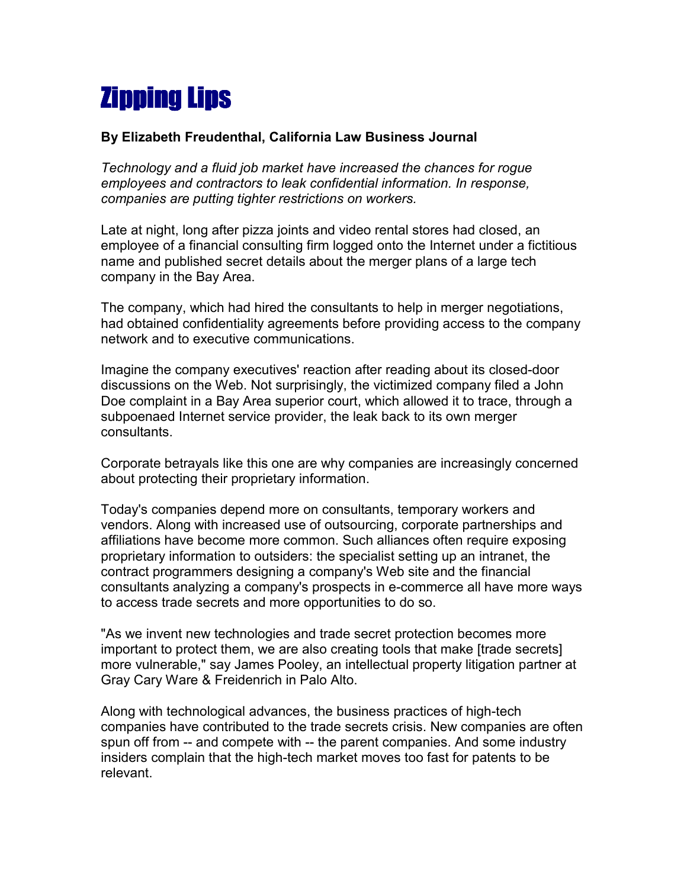# Zipping Lips

**By Elizabeth Freudenthal, California Law Business Journal**

*Technology and a fluid job market have increased the chances for rogue employees and contractors to leak confidential information. In response, companies are putting tighter restrictions on workers.*

Late at night, long after pizza joints and video rental stores had closed, an employee of a financial consulting firm logged onto the Internet under a fictitious name and published secret details about the merger plans of a large tech company in the Bay Area.

The company, which had hired the consultants to help in merger negotiations, had obtained confidentiality agreements before providing access to the company network and to executive communications.

Imagine the company executives' reaction after reading about its closed-door discussions on the Web. Not surprisingly, the victimized company filed a John Doe complaint in a Bay Area superior court, which allowed it to trace, through a subpoenaed Internet service provider, the leak back to its own merger consultants.

Corporate betrayals like this one are why companies are increasingly concerned about protecting their proprietary information.

Today's companies depend more on consultants, temporary workers and vendors. Along with increased use of outsourcing, corporate partnerships and affiliations have become more common. Such alliances often require exposing proprietary information to outsiders: the specialist setting up an intranet, the contract programmers designing a company's Web site and the financial consultants analyzing a company's prospects in e-commerce all have more ways to access trade secrets and more opportunities to do so.

"As we invent new technologies and trade secret protection becomes more important to protect them, we are also creating tools that make [trade secrets] more vulnerable," say James Pooley, an intellectual property litigation partner at Gray Cary Ware & Freidenrich in Palo Alto.

Along with technological advances, the business practices of high-tech companies have contributed to the trade secrets crisis. New companies are often spun off from -- and compete with -- the parent companies. And some industry insiders complain that the high-tech market moves too fast for patents to be relevant.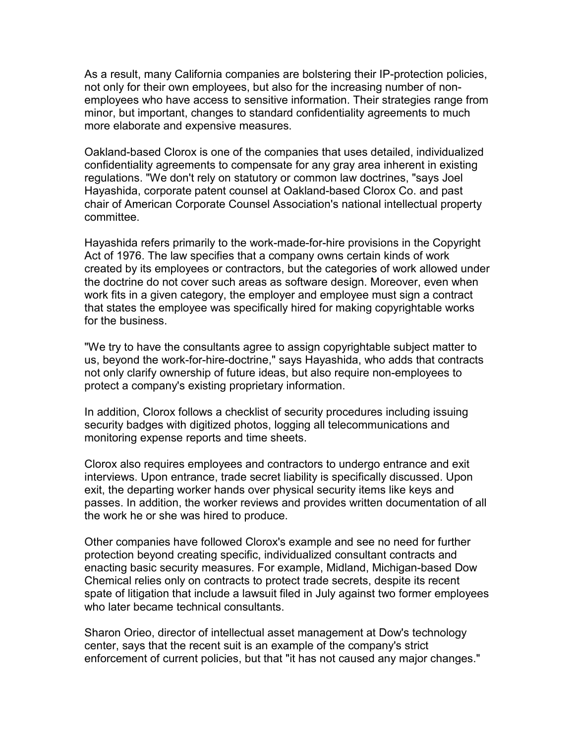As a result, many California companies are bolstering their IP-protection policies, not only for their own employees, but also for the increasing number of non-employees who have access to sensitive information. Their strategies range from minor, but important, changes to standard confidentiality agreements to much more elaborate and expensive measures.

Oakland-based Clorox is one of the companies that uses detailed, individualized confidentiality agreements to compensate for any gray area inherent in existing regulations. "We don't rely on statutory or common law doctrines, "says Joel Hayashida, corporate patent counsel at Oakland-based Clorox Co. and past chair of American Corporate Counsel Association's national intellectual property committee.

Hayashida refers primarily to the work-made-for-hire provisions in the Copyright Act of 1976. The law specifies that a company owns certain kinds of work created by its employees or contractors, but the categories of work allowed under the doctrine do not cover such areas as software design. Moreover, even when work fits in a given category, the employer and employee must sign a contract that states the employee was specifically hired for making copyrightable works for the business.

"We try to have the consultants agree to assign copyrightable subject matter to us, beyond the work-for-hire-doctrine," says Hayashida, who adds that contracts not only clarify ownership of future ideas, but also require non-employees to protect a company's existing proprietary information.

In addition, Clorox follows a checklist of security procedures including issuing security badges with digitized photos, logging all telecommunications and monitoring expense reports and time sheets.

Clorox also requires employees and contractors to undergo entrance and exit interviews. Upon entrance, trade secret liability is specifically discussed. Upon exit, the departing worker hands over physical security items like keys and passes. In addition, the worker reviews and provides written documentation of all the work he or she was hired to produce.

Other companies have followed Clorox's example and see no need for further protection beyond creating specific, individualized consultant contracts and enacting basic security measures. For example, Midland, Michigan-based Dow Chemical relies only on contracts to protect trade secrets, despite its recent spate of litigation that include a lawsuit filed in July against two former employees who later became technical consultants.

Sharon Orieo, director of intellectual asset management at Dow's technology center, says that the recent suit is an example of the company's strict enforcement of current policies, but that "it has not caused any major changes."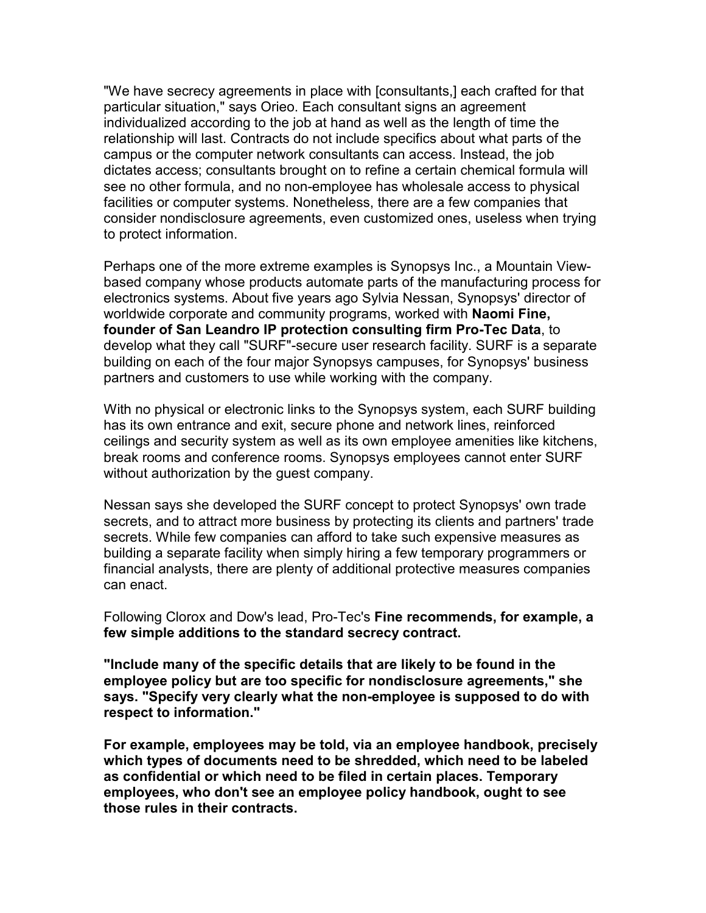"We have secrecy agreements in place with [consultants,] each crafted for that particular situation," says Orieo. Each consultant signs an agreement individualized according to the job at hand as well as the length of time the relationship will last. Contracts do not include specifics about what parts of the campus or the computer network consultants can access. Instead, the job dictates access; consultants brought on to refine a certain chemical formula will see no other formula, and no non-employee has wholesale access to physical facilities or computer systems. Nonetheless, there are a few companies that consider nondisclosure agreements, even customized ones, useless when trying to protect information.

Perhaps one of the more extreme examples is Synopsys Inc., a Mountain View-based company whose products automate parts of the manufacturing process for electronics systems. About five years ago Sylvia Nessan, Synopsys' director of worldwide corporate and community programs, worked with **Naomi Fine, founder of San Leandro IP protection consulting firm Pro-Tec Data**, to develop what they call "SURF"-secure user research facility. SURF is a separate building on each of the four major Synopsys campuses, for Synopsys' business partners and customers to use while working with the company.

With no physical or electronic links to the Synopsys system, each SURF building has its own entrance and exit, secure phone and network lines, reinforced ceilings and security system as well as its own employee amenities like kitchens, break rooms and conference rooms. Synopsys employees cannot enter SURF without authorization by the guest company.

Nessan says she developed the SURF concept to protect Synopsys' own trade secrets, and to attract more business by protecting its clients and partners' trade secrets. While few companies can afford to take such expensive measures as building a separate facility when simply hiring a few temporary programmers or financial analysts, there are plenty of additional protective measures companies can enact.

Following Clorox and Dow's lead, Pro-Tec's **Fine recommends, for example, a few simple additions to the standard secrecy contract.**

**"Include many of the specific details that are likely to be found in the employee policy but are too specific for nondisclosure agreements," she says. "Specify very clearly what the non-employee is supposed to do with respect to information."**

**For example, employees may be told, via an employee handbook, precisely which types of documents need to be shredded, which need to be labeled as confidential or which need to be filed in certain places. Temporary employees, who don't see an employee policy handbook, ought to see those rules in their contracts.**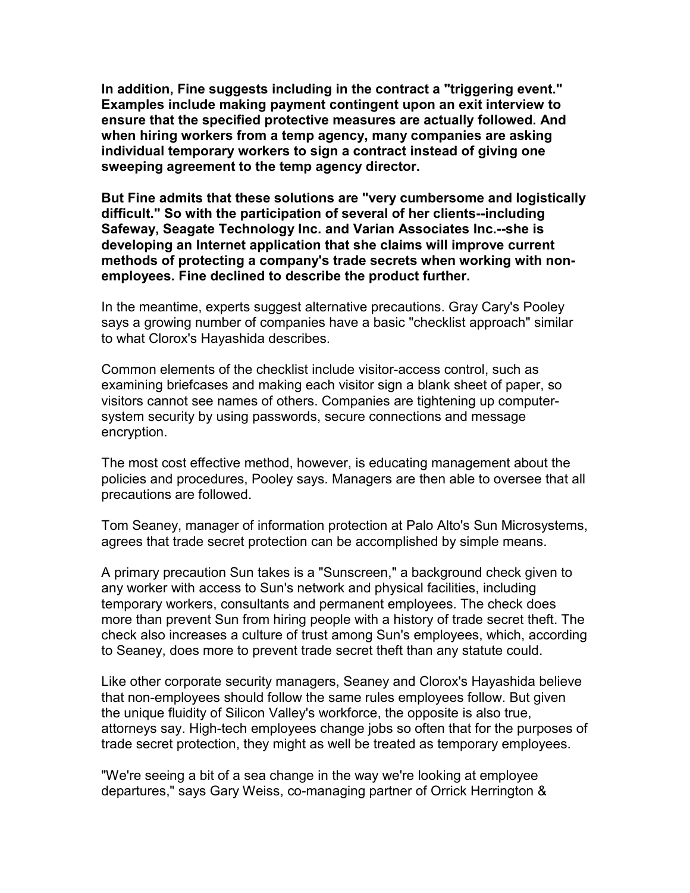**In addition, Fine suggests including in the contract a "triggering event." Examples include making payment contingent upon an exit interview to ensure that the specified protective measures are actually followed. And when hiring workers from a temp agency, many companies are asking individual temporary workers to sign a contract instead of giving one sweeping agreement to the temp agency director.**

**But Fine admits that these solutions are "very cumbersome and logistically difficult." So with the participation of several of her clients--including Safeway, Seagate Technology Inc. and Varian Associates Inc.--she is developing an Internet application that she claims will improve current methods of protecting a company's trade secrets when working with non-employees. Fine declined to describe the product further.**

In the meantime, experts suggest alternative precautions. Gray Cary's Pooley says a growing number of companies have a basic "checklist approach" similar to what Clorox's Hayashida describes.

Common elements of the checklist include visitor-access control, such as examining briefcases and making each visitor sign a blank sheet of paper, so visitors cannot see names of others. Companies are tightening up computer-system security by using passwords, secure connections and message encryption.

The most cost effective method, however, is educating management about the policies and procedures, Pooley says. Managers are then able to oversee that all precautions are followed.

Tom Seaney, manager of information protection at Palo Alto's Sun Microsystems, agrees that trade secret protection can be accomplished by simple means.

A primary precaution Sun takes is a "Sunscreen," a background check given to any worker with access to Sun's network and physical facilities, including temporary workers, consultants and permanent employees. The check does more than prevent Sun from hiring people with a history of trade secret theft. The check also increases a culture of trust among Sun's employees, which, according to Seaney, does more to prevent trade secret theft than any statute could.

Like other corporate security managers, Seaney and Clorox's Hayashida believe that non-employees should follow the same rules employees follow. But given the unique fluidity of Silicon Valley's workforce, the opposite is also true, attorneys say. High-tech employees change jobs so often that for the purposes of trade secret protection, they might as well be treated as temporary employees.

"We're seeing a bit of a sea change in the way we're looking at employee departures," says Gary Weiss, co-managing partner of Orrick Herrington &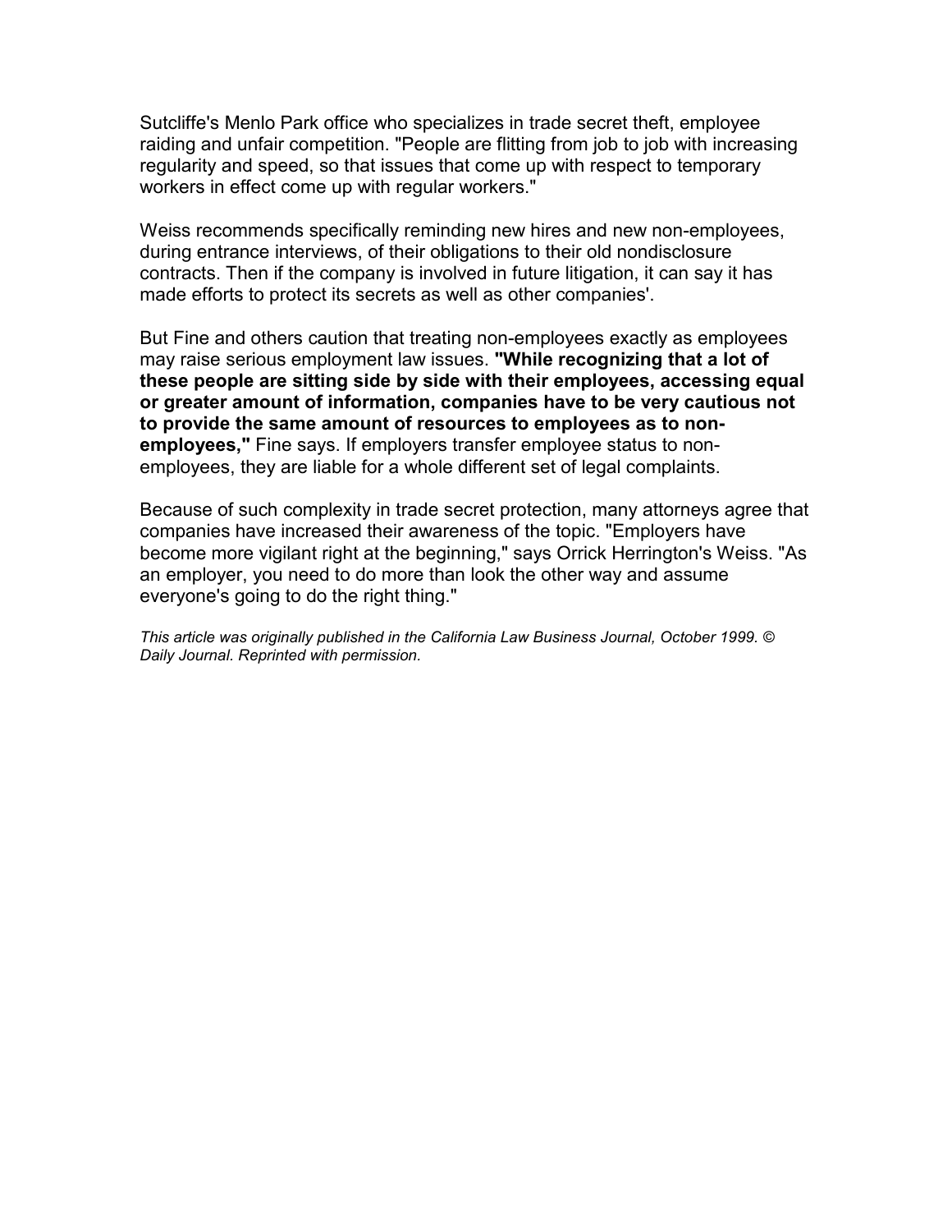Sutcliffe's Menlo Park office who specializes in trade secret theft, employee raiding and unfair competition. "People are flitting from job to job with increasing regularity and speed, so that issues that come up with respect to temporary workers in effect come up with regular workers."

Weiss recommends specifically reminding new hires and new non-employees, during entrance interviews, of their obligations to their old nondisclosure contracts. Then if the company is involved in future litigation, it can say it has made efforts to protect its secrets as well as other companies'.

But Fine and others caution that treating non-employees exactly as employees may raise serious employment law issues. **"While recognizing that a lot of these people are sitting side by side with their employees, accessing equal or greater amount of information, companies have to be very cautious not to provide the same amount of resources to employees as to non-employees,"** Fine says. If employers transfer employee status to non-employees, they are liable for a whole different set of legal complaints.

Because of such complexity in trade secret protection, many attorneys agree that companies have increased their awareness of the topic. "Employers have become more vigilant right at the beginning," says Orrick Herrington's Weiss. "As an employer, you need to do more than look the other way and assume everyone's going to do the right thing."

*This article was originally published in the California Law Business Journal, October 1999. © Daily Journal. Reprinted with permission.*